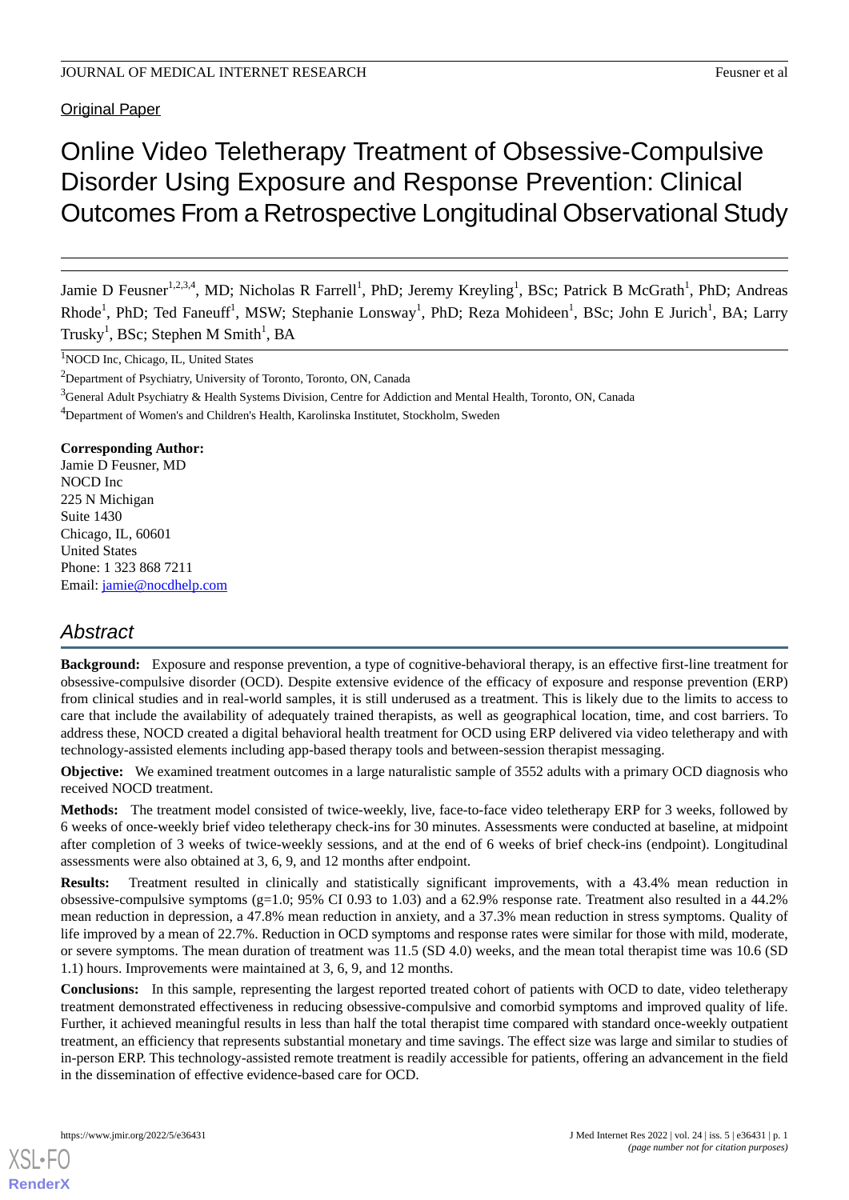Original Paper

# Online Video Teletherapy Treatment of Obsessive-Compulsive Disorder Using Exposure and Response Prevention: Clinical Outcomes From a Retrospective Longitudinal Observational Study

Jamie D Feusner[1,2,3,4], MD; Nicholas R Farrell[1], PhD; Jeremy Kreyling[1], BSc; Patrick B McGrath[1], PhD; Andreas Rhode[1], PhD; Ted Faneuff[1], MSW; Stephanie Lonsway[1], PhD; Reza Mohideen[1], BSc; John E Jurich[1], BA; Larry Trusky[1], BSc; Stephen M Smith[1], BA

[1]NOCD Inc, Chicago, IL, United States

[2]Department of Psychiatry, University of Toronto, Toronto, ON, Canada

[3]General Adult Psychiatry & Health Systems Division, Centre for Addiction and Mental Health, Toronto, ON, Canada

[4]Department of Women's and Children's Health, Karolinska Institutet, Stockholm, Sweden

**Corresponding Author:**
Jamie D Feusner, MD
NOCD Inc
225 N Michigan
Suite 1430
Chicago, IL, 60601
United States
Phone: 1 323 868 7211
Email: jamie@nocdhelp.com

## Abstract

**Background:** Exposure and response prevention, a type of cognitive-behavioral therapy, is an effective first-line treatment for obsessive-compulsive disorder (OCD). Despite extensive evidence of the efficacy of exposure and response prevention (ERP) from clinical studies and in real-world samples, it is still underused as a treatment. This is likely due to the limits to access to care that include the availability of adequately trained therapists, as well as geographical location, time, and cost barriers. To address these, NOCD created a digital behavioral health treatment for OCD using ERP delivered via video teletherapy and with technology-assisted elements including app-based therapy tools and between-session therapist messaging.

**Objective:** We examined treatment outcomes in a large naturalistic sample of 3552 adults with a primary OCD diagnosis who received NOCD treatment.

**Methods:** The treatment model consisted of twice-weekly, live, face-to-face video teletherapy ERP for 3 weeks, followed by 6 weeks of once-weekly brief video teletherapy check-ins for 30 minutes. Assessments were conducted at baseline, at midpoint after completion of 3 weeks of twice-weekly sessions, and at the end of 6 weeks of brief check-ins (endpoint). Longitudinal assessments were also obtained at 3, 6, 9, and 12 months after endpoint.

**Results:** Treatment resulted in clinically and statistically significant improvements, with a 43.4% mean reduction in obsessive-compulsive symptoms (g=1.0; 95% CI 0.93 to 1.03) and a 62.9% response rate. Treatment also resulted in a 44.2% mean reduction in depression, a 47.8% mean reduction in anxiety, and a 37.3% mean reduction in stress symptoms. Quality of life improved by a mean of 22.7%. Reduction in OCD symptoms and response rates were similar for those with mild, moderate, or severe symptoms. The mean duration of treatment was 11.5 (SD 4.0) weeks, and the mean total therapist time was 10.6 (SD 1.1) hours. Improvements were maintained at 3, 6, 9, and 12 months.

**Conclusions:** In this sample, representing the largest reported treated cohort of patients with OCD to date, video teletherapy treatment demonstrated effectiveness in reducing obsessive-compulsive and comorbid symptoms and improved quality of life. Further, it achieved meaningful results in less than half the total therapist time compared with standard once-weekly outpatient treatment, an efficiency that represents substantial monetary and time savings. The effect size was large and similar to studies of in-person ERP. This technology-assisted remote treatment is readily accessible for patients, offering an advancement in the field in the dissemination of effective evidence-based care for OCD.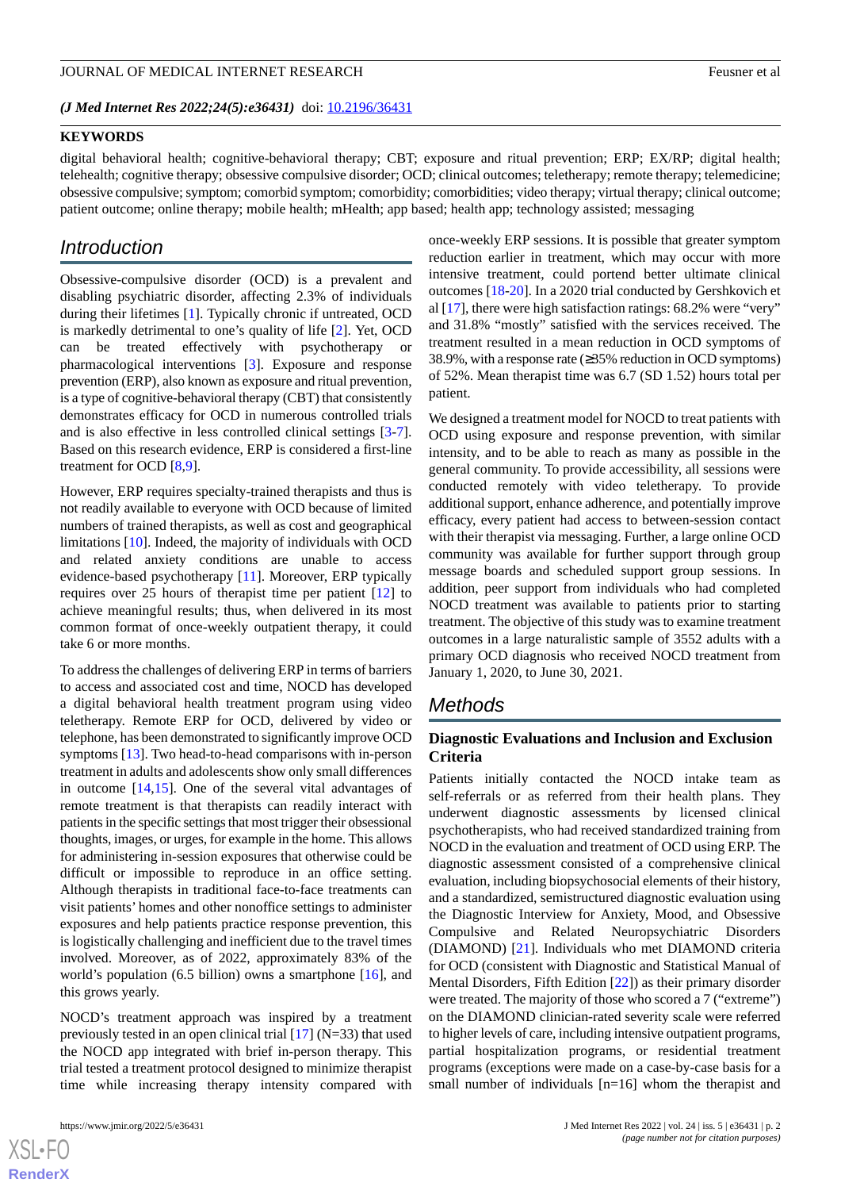(*J Med Internet Res 2022;24(5):e36431*) doi: 10.2196/36431

**KEYWORDS**

digital behavioral health; cognitive-behavioral therapy; CBT; exposure and ritual prevention; ERP; EX/RP; digital health; telehealth; cognitive therapy; obsessive compulsive disorder; OCD; clinical outcomes; teletherapy; remote therapy; telemedicine; obsessive compulsive; symptom; comorbid symptom; comorbidity; comorbidities; video therapy; virtual therapy; clinical outcome; patient outcome; online therapy; mobile health; mHealth; app based; health app; technology assisted; messaging

## Introduction

Obsessive-compulsive disorder (OCD) is a prevalent and disabling psychiatric disorder, affecting 2.3% of individuals during their lifetimes [1]. Typically chronic if untreated, OCD is markedly detrimental to one's quality of life [2]. Yet, OCD can be treated effectively with psychotherapy or pharmacological interventions [3]. Exposure and response prevention (ERP), also known as exposure and ritual prevention, is a type of cognitive-behavioral therapy (CBT) that consistently demonstrates efficacy for OCD in numerous controlled trials and is also effective in less controlled clinical settings [3-7]. Based on this research evidence, ERP is considered a first-line treatment for OCD [8,9].

However, ERP requires specialty-trained therapists and thus is not readily available to everyone with OCD because of limited numbers of trained therapists, as well as cost and geographical limitations [10]. Indeed, the majority of individuals with OCD and related anxiety conditions are unable to access evidence-based psychotherapy [11]. Moreover, ERP typically requires over 25 hours of therapist time per patient [12] to achieve meaningful results; thus, when delivered in its most common format of once-weekly outpatient therapy, it could take 6 or more months.

To address the challenges of delivering ERP in terms of barriers to access and associated cost and time, NOCD has developed a digital behavioral health treatment program using video teletherapy. Remote ERP for OCD, delivered by video or telephone, has been demonstrated to significantly improve OCD symptoms [13]. Two head-to-head comparisons with in-person treatment in adults and adolescents show only small differences in outcome [14,15]. One of the several vital advantages of remote treatment is that therapists can readily interact with patients in the specific settings that most trigger their obsessional thoughts, images, or urges, for example in the home. This allows for administering in-session exposures that otherwise could be difficult or impossible to reproduce in an office setting. Although therapists in traditional face-to-face treatments can visit patients' homes and other nonoffice settings to administer exposures and help patients practice response prevention, this is logistically challenging and inefficient due to the travel times involved. Moreover, as of 2022, approximately 83% of the world's population (6.5 billion) owns a smartphone [16], and this grows yearly.

NOCD's treatment approach was inspired by a treatment previously tested in an open clinical trial [17] (N=33) that used the NOCD app integrated with brief in-person therapy. This trial tested a treatment protocol designed to minimize therapist time while increasing therapy intensity compared with once-weekly ERP sessions. It is possible that greater symptom reduction earlier in treatment, which may occur with more intensive treatment, could portend better ultimate clinical outcomes [18-20]. In a 2020 trial conducted by Gershkovich et al [17], there were high satisfaction ratings: 68.2% were "very" and 31.8% "mostly" satisfied with the services received. The treatment resulted in a mean reduction in OCD symptoms of 38.9%, with a response rate (≥35% reduction in OCD symptoms) of 52%. Mean therapist time was 6.7 (SD 1.52) hours total per patient.

We designed a treatment model for NOCD to treat patients with OCD using exposure and response prevention, with similar intensity, and to be able to reach as many as possible in the general community. To provide accessibility, all sessions were conducted remotely with video teletherapy. To provide additional support, enhance adherence, and potentially improve efficacy, every patient had access to between-session contact with their therapist via messaging. Further, a large online OCD community was available for further support through group message boards and scheduled support group sessions. In addition, peer support from individuals who had completed NOCD treatment was available to patients prior to starting treatment. The objective of this study was to examine treatment outcomes in a large naturalistic sample of 3552 adults with a primary OCD diagnosis who received NOCD treatment from January 1, 2020, to June 30, 2021.

## Methods

### Diagnostic Evaluations and Inclusion and Exclusion Criteria

Patients initially contacted the NOCD intake team as self-referrals or as referred from their health plans. They underwent diagnostic assessments by licensed clinical psychotherapists, who had received standardized training from NOCD in the evaluation and treatment of OCD using ERP. The diagnostic assessment consisted of a comprehensive clinical evaluation, including biopsychosocial elements of their history, and a standardized, semistructured diagnostic evaluation using the Diagnostic Interview for Anxiety, Mood, and Obsessive Compulsive and Related Neuropsychiatric Disorders (DIAMOND) [21]. Individuals who met DIAMOND criteria for OCD (consistent with Diagnostic and Statistical Manual of Mental Disorders, Fifth Edition [22]) as their primary disorder were treated. The majority of those who scored a 7 ("extreme") on the DIAMOND clinician-rated severity scale were referred to higher levels of care, including intensive outpatient programs, partial hospitalization programs, or residential treatment programs (exceptions were made on a case-by-case basis for a small number of individuals [n=16] whom the therapist and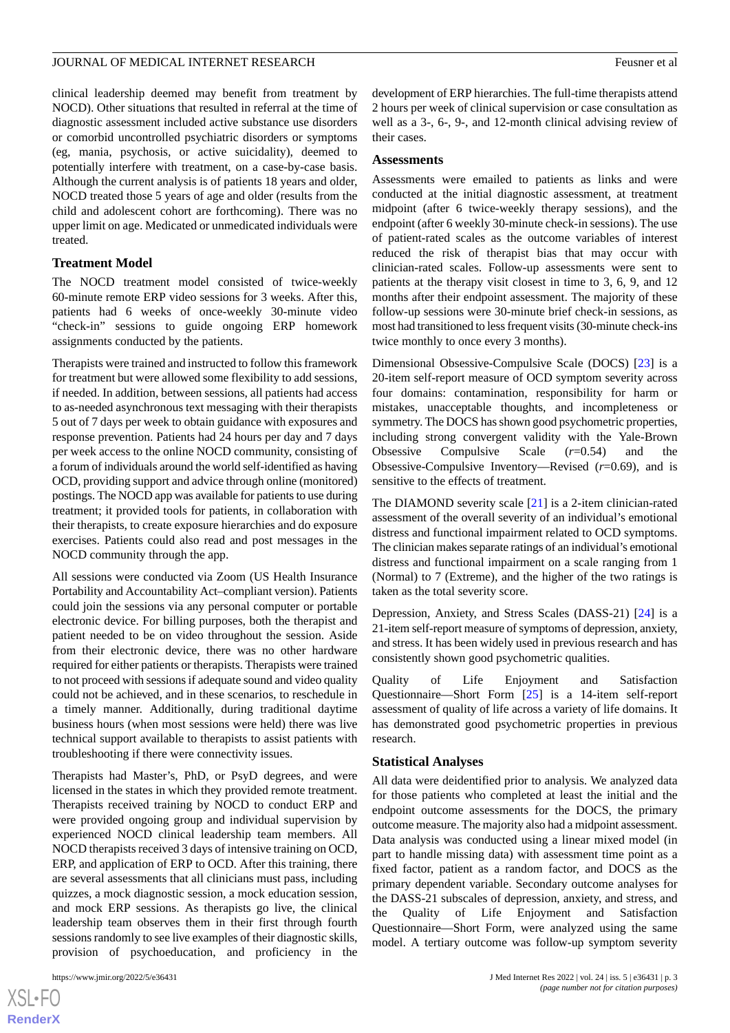clinical leadership deemed may benefit from treatment by NOCD). Other situations that resulted in referral at the time of diagnostic assessment included active substance use disorders or comorbid uncontrolled psychiatric disorders or symptoms (eg, mania, psychosis, or active suicidality), deemed to potentially interfere with treatment, on a case-by-case basis. Although the current analysis is of patients 18 years and older, NOCD treated those 5 years of age and older (results from the child and adolescent cohort are forthcoming). There was no upper limit on age. Medicated or unmedicated individuals were treated.

### Treatment Model

The NOCD treatment model consisted of twice-weekly 60-minute remote ERP video sessions for 3 weeks. After this, patients had 6 weeks of once-weekly 30-minute video "check-in" sessions to guide ongoing ERP homework assignments conducted by the patients.

Therapists were trained and instructed to follow this framework for treatment but were allowed some flexibility to add sessions, if needed. In addition, between sessions, all patients had access to as-needed asynchronous text messaging with their therapists 5 out of 7 days per week to obtain guidance with exposures and response prevention. Patients had 24 hours per day and 7 days per week access to the online NOCD community, consisting of a forum of individuals around the world self-identified as having OCD, providing support and advice through online (monitored) postings. The NOCD app was available for patients to use during treatment; it provided tools for patients, in collaboration with their therapists, to create exposure hierarchies and do exposure exercises. Patients could also read and post messages in the NOCD community through the app.

All sessions were conducted via Zoom (US Health Insurance Portability and Accountability Act–compliant version). Patients could join the sessions via any personal computer or portable electronic device. For billing purposes, both the therapist and patient needed to be on video throughout the session. Aside from their electronic device, there was no other hardware required for either patients or therapists. Therapists were trained to not proceed with sessions if adequate sound and video quality could not be achieved, and in these scenarios, to reschedule in a timely manner. Additionally, during traditional daytime business hours (when most sessions were held) there was live technical support available to therapists to assist patients with troubleshooting if there were connectivity issues.

Therapists had Master's, PhD, or PsyD degrees, and were licensed in the states in which they provided remote treatment. Therapists received training by NOCD to conduct ERP and were provided ongoing group and individual supervision by experienced NOCD clinical leadership team members. All NOCD therapists received 3 days of intensive training on OCD, ERP, and application of ERP to OCD. After this training, there are several assessments that all clinicians must pass, including quizzes, a mock diagnostic session, a mock education session, and mock ERP sessions. As therapists go live, the clinical leadership team observes them in their first through fourth sessions randomly to see live examples of their diagnostic skills, provision of psychoeducation, and proficiency in the development of ERP hierarchies. The full-time therapists attend 2 hours per week of clinical supervision or case consultation as well as a 3-, 6-, 9-, and 12-month clinical advising review of their cases.

### Assessments

Assessments were emailed to patients as links and were conducted at the initial diagnostic assessment, at treatment midpoint (after 6 twice-weekly therapy sessions), and the endpoint (after 6 weekly 30-minute check-in sessions). The use of patient-rated scales as the outcome variables of interest reduced the risk of therapist bias that may occur with clinician-rated scales. Follow-up assessments were sent to patients at the therapy visit closest in time to 3, 6, 9, and 12 months after their endpoint assessment. The majority of these follow-up sessions were 30-minute brief check-in sessions, as most had transitioned to less frequent visits (30-minute check-ins twice monthly to once every 3 months).

Dimensional Obsessive-Compulsive Scale (DOCS) [23] is a 20-item self-report measure of OCD symptom severity across four domains: contamination, responsibility for harm or mistakes, unacceptable thoughts, and incompleteness or symmetry. The DOCS has shown good psychometric properties, including strong convergent validity with the Yale-Brown Obsessive Compulsive Scale ($r$=0.54) and the Obsessive-Compulsive Inventory—Revised ($r$=0.69), and is sensitive to the effects of treatment.

The DIAMOND severity scale [21] is a 2-item clinician-rated assessment of the overall severity of an individual's emotional distress and functional impairment related to OCD symptoms. The clinician makes separate ratings of an individual's emotional distress and functional impairment on a scale ranging from 1 (Normal) to 7 (Extreme), and the higher of the two ratings is taken as the total severity score.

Depression, Anxiety, and Stress Scales (DASS-21) [24] is a 21-item self-report measure of symptoms of depression, anxiety, and stress. It has been widely used in previous research and has consistently shown good psychometric qualities.

Quality of Life Enjoyment and Satisfaction Questionnaire—Short Form [25] is a 14-item self-report assessment of quality of life across a variety of life domains. It has demonstrated good psychometric properties in previous research.

### Statistical Analyses

All data were deidentified prior to analysis. We analyzed data for those patients who completed at least the initial and the endpoint outcome assessments for the DOCS, the primary outcome measure. The majority also had a midpoint assessment. Data analysis was conducted using a linear mixed model (in part to handle missing data) with assessment time point as a fixed factor, patient as a random factor, and DOCS as the primary dependent variable. Secondary outcome analyses for the DASS-21 subscales of depression, anxiety, and stress, and the Quality of Life Enjoyment and Satisfaction Questionnaire—Short Form, were analyzed using the same model. A tertiary outcome was follow-up symptom severity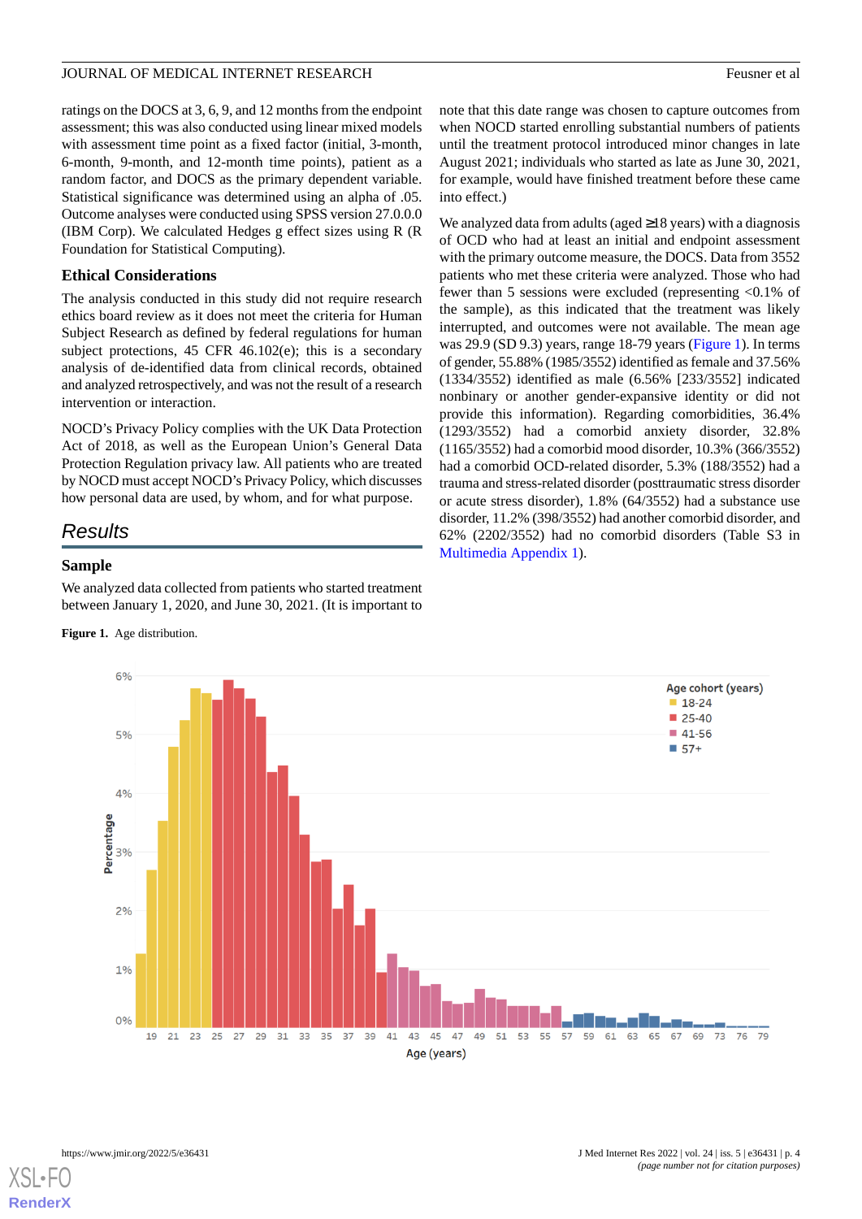ratings on the DOCS at 3, 6, 9, and 12 months from the endpoint assessment; this was also conducted using linear mixed models with assessment time point as a fixed factor (initial, 3-month, 6-month, 9-month, and 12-month time points), patient as a random factor, and DOCS as the primary dependent variable. Statistical significance was determined using an alpha of .05. Outcome analyses were conducted using SPSS version 27.0.0.0 (IBM Corp). We calculated Hedges g effect sizes using R (R Foundation for Statistical Computing).

### Ethical Considerations

The analysis conducted in this study did not require research ethics board review as it does not meet the criteria for Human Subject Research as defined by federal regulations for human subject protections, 45 CFR 46.102(e); this is a secondary analysis of de-identified data from clinical records, obtained and analyzed retrospectively, and was not the result of a research intervention or interaction.

NOCD's Privacy Policy complies with the UK Data Protection Act of 2018, as well as the European Union's General Data Protection Regulation privacy law. All patients who are treated by NOCD must accept NOCD's Privacy Policy, which discusses how personal data are used, by whom, and for what purpose.

## Results

### Sample

We analyzed data collected from patients who started treatment between January 1, 2020, and June 30, 2021. (It is important to note that this date range was chosen to capture outcomes from when NOCD started enrolling substantial numbers of patients until the treatment protocol introduced minor changes in late August 2021; individuals who started as late as June 30, 2021, for example, would have finished treatment before these came into effect.)

We analyzed data from adults (aged ≥18 years) with a diagnosis of OCD who had at least an initial and endpoint assessment with the primary outcome measure, the DOCS. Data from 3552 patients who met these criteria were analyzed. Those who had fewer than 5 sessions were excluded (representing <0.1% of the sample), as this indicated that the treatment was likely interrupted, and outcomes were not available. The mean age was 29.9 (SD 9.3) years, range 18-79 years (Figure 1). In terms of gender, 55.88% (1985/3552) identified as female and 37.56% (1334/3552) identified as male (6.56% [233/3552] indicated nonbinary or another gender-expansive identity or did not provide this information). Regarding comorbidities, 36.4% (1293/3552) had a comorbid anxiety disorder, 32.8% (1165/3552) had a comorbid mood disorder, 10.3% (366/3552) had a comorbid OCD-related disorder, 5.3% (188/3552) had a trauma and stress-related disorder (posttraumatic stress disorder or acute stress disorder), 1.8% (64/3552) had a substance use disorder, 11.2% (398/3552) had another comorbid disorder, and 62% (2202/3552) had no comorbid disorders (Table S3 in Multimedia Appendix 1).

**Figure 1.** Age distribution.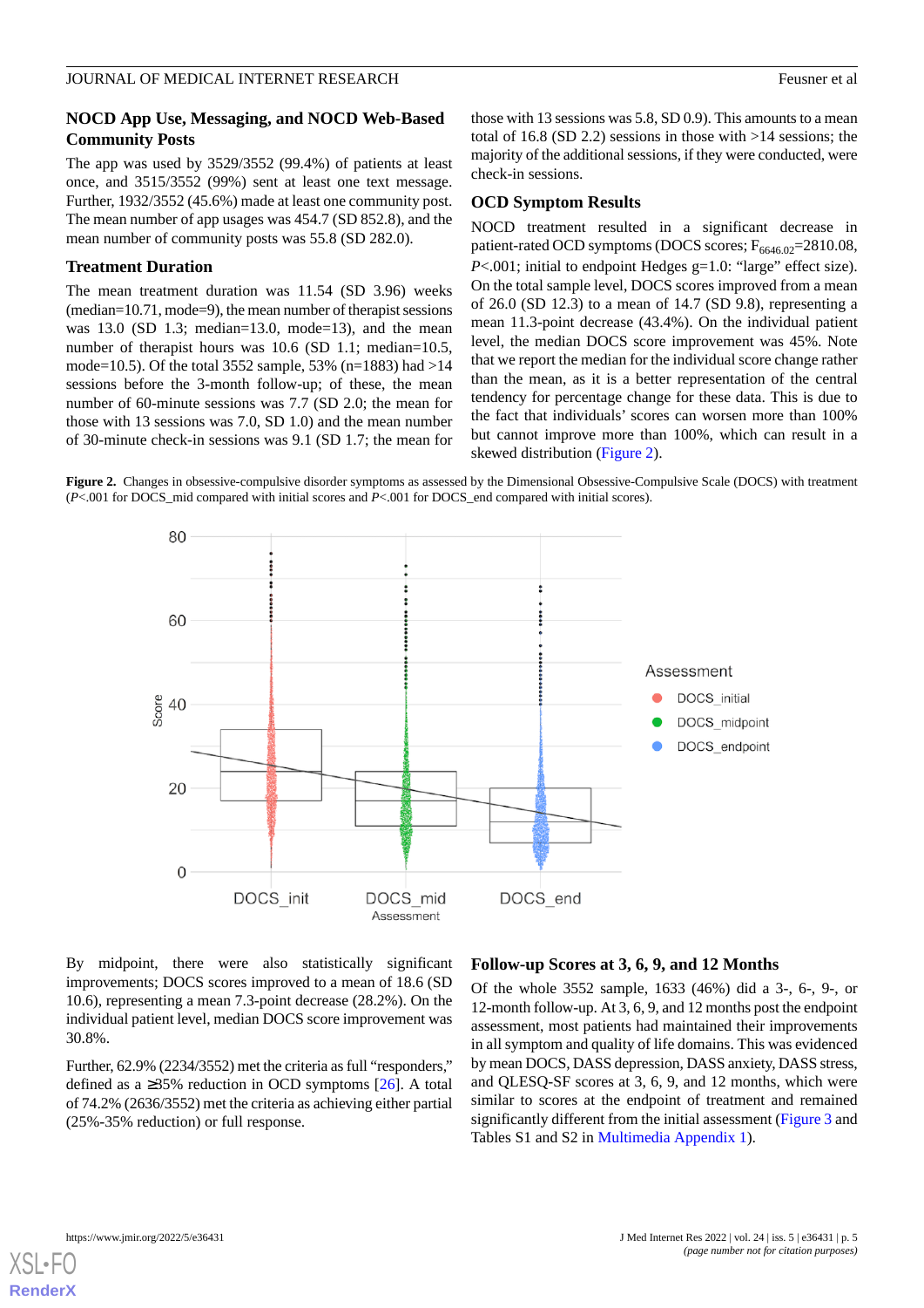### NOCD App Use, Messaging, and NOCD Web-Based Community Posts

The app was used by 3529/3552 (99.4%) of patients at least once, and 3515/3552 (99%) sent at least one text message. Further, 1932/3552 (45.6%) made at least one community post. The mean number of app usages was 454.7 (SD 852.8), and the mean number of community posts was 55.8 (SD 282.0).

### Treatment Duration

The mean treatment duration was 11.54 (SD 3.96) weeks (median=10.71, mode=9), the mean number of therapist sessions was 13.0 (SD 1.3; median=13.0, mode=13), and the mean number of therapist hours was 10.6 (SD 1.1; median=10.5, mode=10.5). Of the total 3552 sample, 53% (n=1883) had >14 sessions before the 3-month follow-up; of these, the mean number of 60-minute sessions was 7.7 (SD 2.0; the mean for those with 13 sessions was 7.0, SD 1.0) and the mean number of 30-minute check-in sessions was 9.1 (SD 1.7; the mean for those with 13 sessions was 5.8, SD 0.9). This amounts to a mean total of 16.8 (SD 2.2) sessions in those with >14 sessions; the majority of the additional sessions, if they were conducted, were check-in sessions.

### OCD Symptom Results

NOCD treatment resulted in a significant decrease in patient-rated OCD symptoms (DOCS scores; $F_{6646.02}$=2810.08, *P*<.001; initial to endpoint Hedges g=1.0: "large" effect size). On the total sample level, DOCS scores improved from a mean of 26.0 (SD 12.3) to a mean of 14.7 (SD 9.8), representing a mean 11.3-point decrease (43.4%). On the individual patient level, the median DOCS score improvement was 45%. Note that we report the median for the individual score change rather than the mean, as it is a better representation of the central tendency for percentage change for these data. This is due to the fact that individuals' scores can worsen more than 100% but cannot improve more than 100%, which can result in a skewed distribution (Figure 2).

**Figure 2.** Changes in obsessive-compulsive disorder symptoms as assessed by the Dimensional Obsessive-Compulsive Scale (DOCS) with treatment (*P*<.001 for DOCS_mid compared with initial scores and *P*<.001 for DOCS_end compared with initial scores).

By midpoint, there were also statistically significant improvements; DOCS scores improved to a mean of 18.6 (SD 10.6), representing a mean 7.3-point decrease (28.2%). On the individual patient level, median DOCS score improvement was 30.8%.

Further, 62.9% (2234/3552) met the criteria as full "responders," defined as a ≥35% reduction in OCD symptoms [26]. A total of 74.2% (2636/3552) met the criteria as achieving either partial (25%-35% reduction) or full response.

### Follow-up Scores at 3, 6, 9, and 12 Months

Of the whole 3552 sample, 1633 (46%) did a 3-, 6-, 9-, or 12-month follow-up. At 3, 6, 9, and 12 months post the endpoint assessment, most patients had maintained their improvements in all symptom and quality of life domains. This was evidenced by mean DOCS, DASS depression, DASS anxiety, DASS stress, and QLESQ-SF scores at 3, 6, 9, and 12 months, which were similar to scores at the endpoint of treatment and remained significantly different from the initial assessment (Figure 3 and Tables S1 and S2 in Multimedia Appendix 1).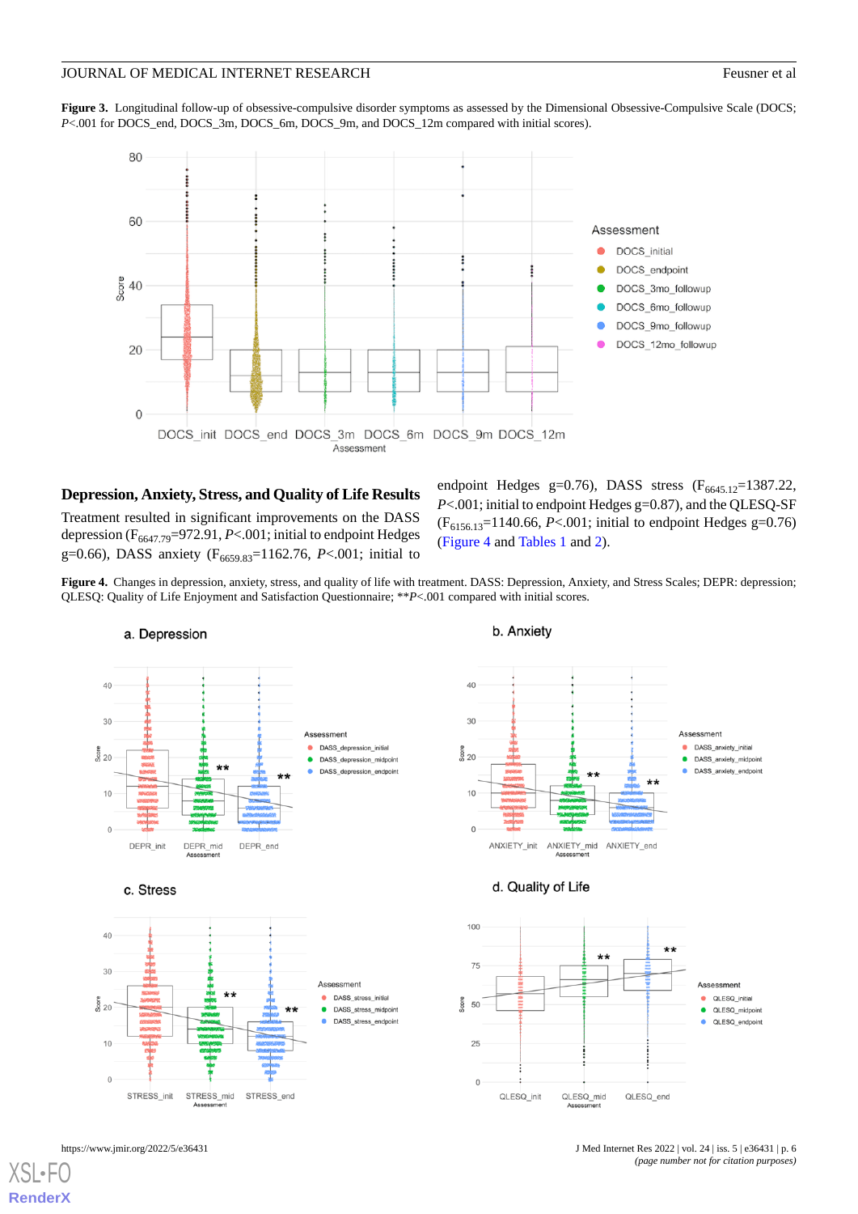**Figure 3.** Longitudinal follow-up of obsessive-compulsive disorder symptoms as assessed by the Dimensional Obsessive-Compulsive Scale (DOCS; *P*<.001 for DOCS_end, DOCS_3m, DOCS_6m, DOCS_9m, and DOCS_12m compared with initial scores).

### Depression, Anxiety, Stress, and Quality of Life Results

Treatment resulted in significant improvements on the DASS depression ($F_{6647.79}$=972.91, *P*<.001; initial to endpoint Hedges g=0.66), DASS anxiety ($F_{6659.83}$=1162.76, *P*<.001; initial to endpoint Hedges g=0.76), DASS stress ($F_{6645.12}$=1387.22, *P*<.001; initial to endpoint Hedges g=0.87), and the QLESQ-SF ($F_{6156.13}$=1140.66, *P*<.001; initial to endpoint Hedges g=0.76) (Figure 4 and Tables 1 and 2).

**Figure 4.** Changes in depression, anxiety, stress, and quality of life with treatment. DASS: Depression, Anxiety, and Stress Scales; DEPR: depression; QLESQ: Quality of Life Enjoyment and Satisfaction Questionnaire; \*\**P*<.001 compared with initial scores.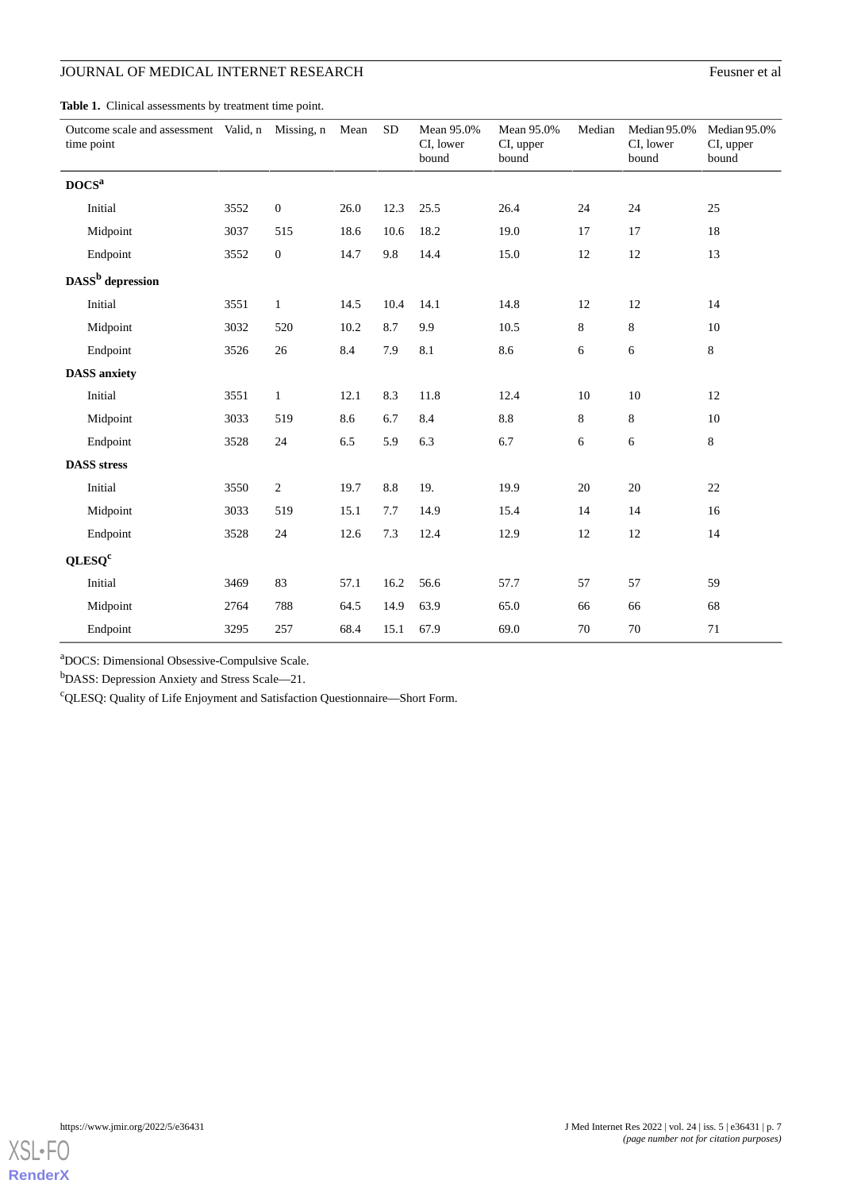**Table 1.** Clinical assessments by treatment time point.

| Outcome scale and assessment time point | Valid, n | Missing, n | Mean | SD | Mean 95.0% CI, lower bound | Mean 95.0% CI, upper bound | Median | Median 95.0% CI, lower bound | Median 95.0% CI, upper bound |
|---|---|---|---|---|---|---|---|---|---|
| **DOCS[a]** | | | | | | | | | |
| Initial | 3552 | 0 | 26.0 | 12.3 | 25.5 | 26.4 | 24 | 24 | 25 |
| Midpoint | 3037 | 515 | 18.6 | 10.6 | 18.2 | 19.0 | 17 | 17 | 18 |
| Endpoint | 3552 | 0 | 14.7 | 9.8 | 14.4 | 15.0 | 12 | 12 | 13 |
| **DASS[b] depression** | | | | | | | | | |
| Initial | 3551 | 1 | 14.5 | 10.4 | 14.1 | 14.8 | 12 | 12 | 14 |
| Midpoint | 3032 | 520 | 10.2 | 8.7 | 9.9 | 10.5 | 8 | 8 | 10 |
| Endpoint | 3526 | 26 | 8.4 | 7.9 | 8.1 | 8.6 | 6 | 6 | 8 |
| **DASS anxiety** | | | | | | | | | |
| Initial | 3551 | 1 | 12.1 | 8.3 | 11.8 | 12.4 | 10 | 10 | 12 |
| Midpoint | 3033 | 519 | 8.6 | 6.7 | 8.4 | 8.8 | 8 | 8 | 10 |
| Endpoint | 3528 | 24 | 6.5 | 5.9 | 6.3 | 6.7 | 6 | 6 | 8 |
| **DASS stress** | | | | | | | | | |
| Initial | 3550 | 2 | 19.7 | 8.8 | 19. | 19.9 | 20 | 20 | 22 |
| Midpoint | 3033 | 519 | 15.1 | 7.7 | 14.9 | 15.4 | 14 | 14 | 16 |
| Endpoint | 3528 | 24 | 12.6 | 7.3 | 12.4 | 12.9 | 12 | 12 | 14 |
| **QLESQ[c]** | | | | | | | | | |
| Initial | 3469 | 83 | 57.1 | 16.2 | 56.6 | 57.7 | 57 | 57 | 59 |
| Midpoint | 2764 | 788 | 64.5 | 14.9 | 63.9 | 65.0 | 66 | 66 | 68 |
| Endpoint | 3295 | 257 | 68.4 | 15.1 | 67.9 | 69.0 | 70 | 70 | 71 |

[a]DOCS: Dimensional Obsessive-Compulsive Scale.

[b]DASS: Depression Anxiety and Stress Scale—21.

[c]QLESQ: Quality of Life Enjoyment and Satisfaction Questionnaire—Short Form.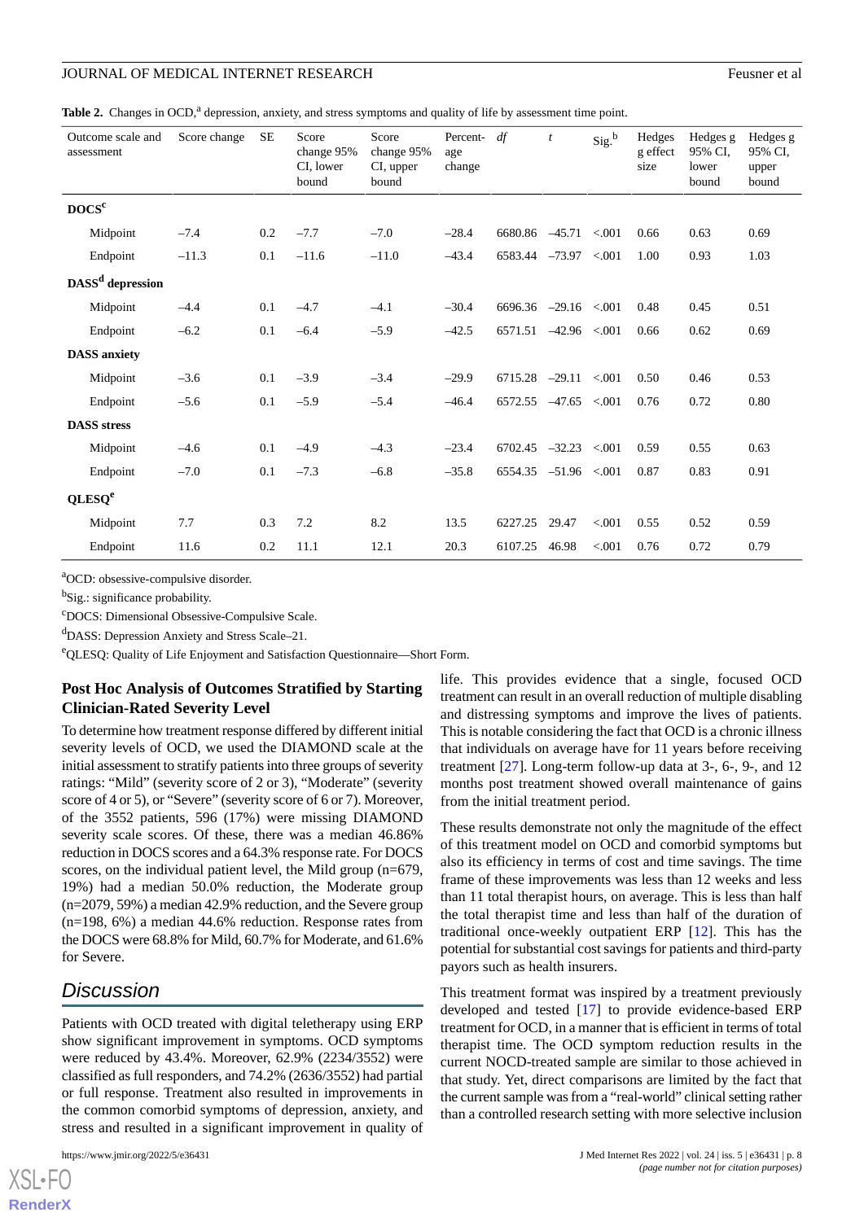**Table 2.** Changes in OCD,[a] depression, anxiety, and stress symptoms and quality of life by assessment time point.

| Outcome scale and assessment | Score change | SE | Score change 95% CI, lower bound | Score change 95% CI, upper bound | Percentage change | *df* | *t* | Sig.[b] | Hedges g effect size | Hedges g 95% CI, lower bound | Hedges g 95% CI, upper bound |
|---|---|---|---|---|---|---|---|---|---|---|---|
| **DOCS[c]** | | | | | | | | | | | |
| Midpoint | –7.4 | 0.2 | –7.7 | –7.0 | –28.4 | 6680.86 | –45.71 | <.001 | 0.66 | 0.63 | 0.69 |
| Endpoint | –11.3 | 0.1 | –11.6 | –11.0 | –43.4 | 6583.44 | –73.97 | <.001 | 1.00 | 0.93 | 1.03 |
| **DASS[d] depression** | | | | | | | | | | | |
| Midpoint | –4.4 | 0.1 | –4.7 | –4.1 | –30.4 | 6696.36 | –29.16 | <.001 | 0.48 | 0.45 | 0.51 |
| Endpoint | –6.2 | 0.1 | –6.4 | –5.9 | –42.5 | 6571.51 | –42.96 | <.001 | 0.66 | 0.62 | 0.69 |
| **DASS anxiety** | | | | | | | | | | | |
| Midpoint | –3.6 | 0.1 | –3.9 | –3.4 | –29.9 | 6715.28 | –29.11 | <.001 | 0.50 | 0.46 | 0.53 |
| Endpoint | –5.6 | 0.1 | –5.9 | –5.4 | –46.4 | 6572.55 | –47.65 | <.001 | 0.76 | 0.72 | 0.80 |
| **DASS stress** | | | | | | | | | | | |
| Midpoint | –4.6 | 0.1 | –4.9 | –4.3 | –23.4 | 6702.45 | –32.23 | <.001 | 0.59 | 0.55 | 0.63 |
| Endpoint | –7.0 | 0.1 | –7.3 | –6.8 | –35.8 | 6554.35 | –51.96 | <.001 | 0.87 | 0.83 | 0.91 |
| **QLESQ[e]** | | | | | | | | | | | |
| Midpoint | 7.7 | 0.3 | 7.2 | 8.2 | 13.5 | 6227.25 | 29.47 | <.001 | 0.55 | 0.52 | 0.59 |
| Endpoint | 11.6 | 0.2 | 11.1 | 12.1 | 20.3 | 6107.25 | 46.98 | <.001 | 0.76 | 0.72 | 0.79 |

[a]OCD: obsessive-compulsive disorder.

[b]Sig.: significance probability.

[c]DOCS: Dimensional Obsessive-Compulsive Scale.

[d]DASS: Depression Anxiety and Stress Scale–21.

[e]QLESQ: Quality of Life Enjoyment and Satisfaction Questionnaire—Short Form.

### Post Hoc Analysis of Outcomes Stratified by Starting Clinician-Rated Severity Level

To determine how treatment response differed by different initial severity levels of OCD, we used the DIAMOND scale at the initial assessment to stratify patients into three groups of severity ratings: "Mild" (severity score of 2 or 3), "Moderate" (severity score of 4 or 5), or "Severe" (severity score of 6 or 7). Moreover, of the 3552 patients, 596 (17%) were missing DIAMOND severity scale scores. Of these, there was a median 46.86% reduction in DOCS scores and a 64.3% response rate. For DOCS scores, on the individual patient level, the Mild group (n=679, 19%) had a median 50.0% reduction, the Moderate group (n=2079, 59%) a median 42.9% reduction, and the Severe group (n=198, 6%) a median 44.6% reduction. Response rates from the DOCS were 68.8% for Mild, 60.7% for Moderate, and 61.6% for Severe.

## Discussion

Patients with OCD treated with digital teletherapy using ERP show significant improvement in symptoms. OCD symptoms were reduced by 43.4%. Moreover, 62.9% (2234/3552) were classified as full responders, and 74.2% (2636/3552) had partial or full response. Treatment also resulted in improvements in the common comorbid symptoms of depression, anxiety, and stress and resulted in a significant improvement in quality of life. This provides evidence that a single, focused OCD treatment can result in an overall reduction of multiple disabling and distressing symptoms and improve the lives of patients. This is notable considering the fact that OCD is a chronic illness that individuals on average have for 11 years before receiving treatment [27]. Long-term follow-up data at 3-, 6-, 9-, and 12 months post treatment showed overall maintenance of gains from the initial treatment period.

These results demonstrate not only the magnitude of the effect of this treatment model on OCD and comorbid symptoms but also its efficiency in terms of cost and time savings. The time frame of these improvements was less than 12 weeks and less than 11 total therapist hours, on average. This is less than half the total therapist time and less than half of the duration of traditional once-weekly outpatient ERP [12]. This has the potential for substantial cost savings for patients and third-party payors such as health insurers.

This treatment format was inspired by a treatment previously developed and tested [17] to provide evidence-based ERP treatment for OCD, in a manner that is efficient in terms of total therapist time. The OCD symptom reduction results in the current NOCD-treated sample are similar to those achieved in that study. Yet, direct comparisons are limited by the fact that the current sample was from a "real-world" clinical setting rather than a controlled research setting with more selective inclusion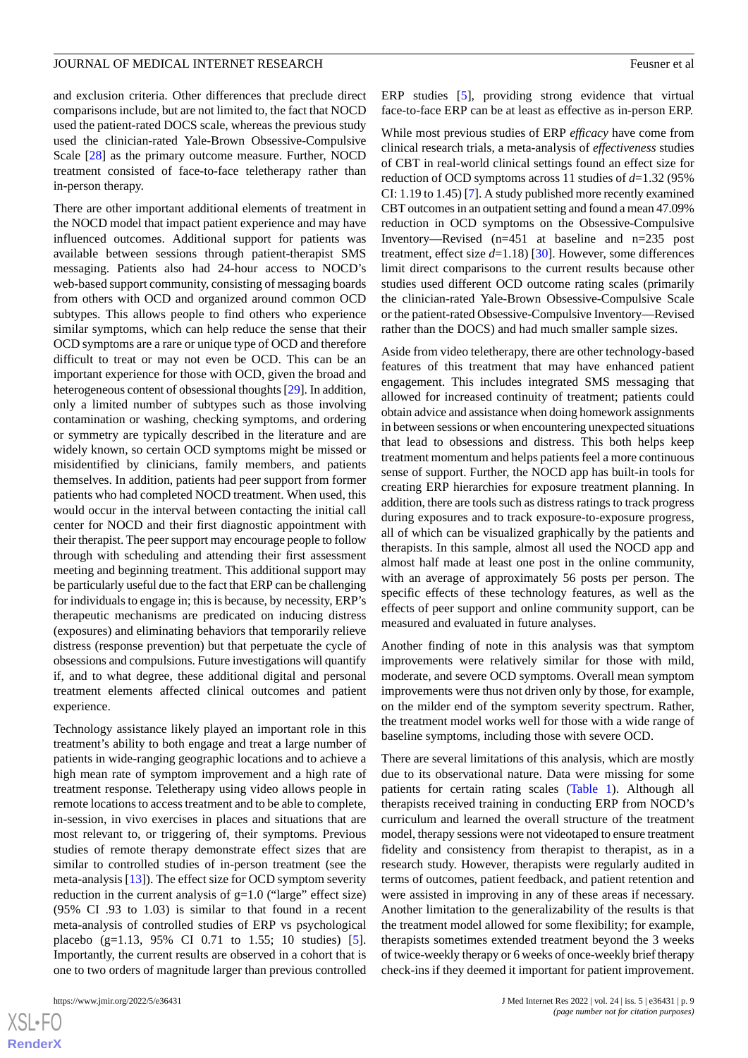and exclusion criteria. Other differences that preclude direct comparisons include, but are not limited to, the fact that NOCD used the patient-rated DOCS scale, whereas the previous study used the clinician-rated Yale-Brown Obsessive-Compulsive Scale [28] as the primary outcome measure. Further, NOCD treatment consisted of face-to-face teletherapy rather than in-person therapy.

There are other important additional elements of treatment in the NOCD model that impact patient experience and may have influenced outcomes. Additional support for patients was available between sessions through patient-therapist SMS messaging. Patients also had 24-hour access to NOCD's web-based support community, consisting of messaging boards from others with OCD and organized around common OCD subtypes. This allows people to find others who experience similar symptoms, which can help reduce the sense that their OCD symptoms are a rare or unique type of OCD and therefore difficult to treat or may not even be OCD. This can be an important experience for those with OCD, given the broad and heterogeneous content of obsessional thoughts [29]. In addition, only a limited number of subtypes such as those involving contamination or washing, checking symptoms, and ordering or symmetry are typically described in the literature and are widely known, so certain OCD symptoms might be missed or misidentified by clinicians, family members, and patients themselves. In addition, patients had peer support from former patients who had completed NOCD treatment. When used, this would occur in the interval between contacting the initial call center for NOCD and their first diagnostic appointment with their therapist. The peer support may encourage people to follow through with scheduling and attending their first assessment meeting and beginning treatment. This additional support may be particularly useful due to the fact that ERP can be challenging for individuals to engage in; this is because, by necessity, ERP's therapeutic mechanisms are predicated on inducing distress (exposures) and eliminating behaviors that temporarily relieve distress (response prevention) but that perpetuate the cycle of obsessions and compulsions. Future investigations will quantify if, and to what degree, these additional digital and personal treatment elements affected clinical outcomes and patient experience.

Technology assistance likely played an important role in this treatment's ability to both engage and treat a large number of patients in wide-ranging geographic locations and to achieve a high mean rate of symptom improvement and a high rate of treatment response. Teletherapy using video allows people in remote locations to access treatment and to be able to complete, in-session, in vivo exercises in places and situations that are most relevant to, or triggering of, their symptoms. Previous studies of remote therapy demonstrate effect sizes that are similar to controlled studies of in-person treatment (see the meta-analysis [13]). The effect size for OCD symptom severity reduction in the current analysis of g=1.0 ("large" effect size) (95% CI .93 to 1.03) is similar to that found in a recent meta-analysis of controlled studies of ERP vs psychological placebo (g=1.13, 95% CI 0.71 to 1.55; 10 studies) [5]. Importantly, the current results are observed in a cohort that is one to two orders of magnitude larger than previous controlled ERP studies [5], providing strong evidence that virtual face-to-face ERP can be at least as effective as in-person ERP.

While most previous studies of ERP *efficacy* have come from clinical research trials, a meta-analysis of *effectiveness* studies of CBT in real-world clinical settings found an effect size for reduction of OCD symptoms across 11 studies of *d*=1.32 (95% CI: 1.19 to 1.45) [7]. A study published more recently examined CBT outcomes in an outpatient setting and found a mean 47.09% reduction in OCD symptoms on the Obsessive-Compulsive Inventory—Revised (n=451 at baseline and n=235 post treatment, effect size *d*=1.18) [30]. However, some differences limit direct comparisons to the current results because other studies used different OCD outcome rating scales (primarily the clinician-rated Yale-Brown Obsessive-Compulsive Scale or the patient-rated Obsessive-Compulsive Inventory—Revised rather than the DOCS) and had much smaller sample sizes.

Aside from video teletherapy, there are other technology-based features of this treatment that may have enhanced patient engagement. This includes integrated SMS messaging that allowed for increased continuity of treatment; patients could obtain advice and assistance when doing homework assignments in between sessions or when encountering unexpected situations that lead to obsessions and distress. This both helps keep treatment momentum and helps patients feel a more continuous sense of support. Further, the NOCD app has built-in tools for creating ERP hierarchies for exposure treatment planning. In addition, there are tools such as distress ratings to track progress during exposures and to track exposure-to-exposure progress, all of which can be visualized graphically by the patients and therapists. In this sample, almost all used the NOCD app and almost half made at least one post in the online community, with an average of approximately 56 posts per person. The specific effects of these technology features, as well as the effects of peer support and online community support, can be measured and evaluated in future analyses.

Another finding of note in this analysis was that symptom improvements were relatively similar for those with mild, moderate, and severe OCD symptoms. Overall mean symptom improvements were thus not driven only by those, for example, on the milder end of the symptom severity spectrum. Rather, the treatment model works well for those with a wide range of baseline symptoms, including those with severe OCD.

There are several limitations of this analysis, which are mostly due to its observational nature. Data were missing for some patients for certain rating scales (Table 1). Although all therapists received training in conducting ERP from NOCD's curriculum and learned the overall structure of the treatment model, therapy sessions were not videotaped to ensure treatment fidelity and consistency from therapist to therapist, as in a research study. However, therapists were regularly audited in terms of outcomes, patient feedback, and patient retention and were assisted in improving in any of these areas if necessary. Another limitation to the generalizability of the results is that the treatment model allowed for some flexibility; for example, therapists sometimes extended treatment beyond the 3 weeks of twice-weekly therapy or 6 weeks of once-weekly brief therapy check-ins if they deemed it important for patient improvement.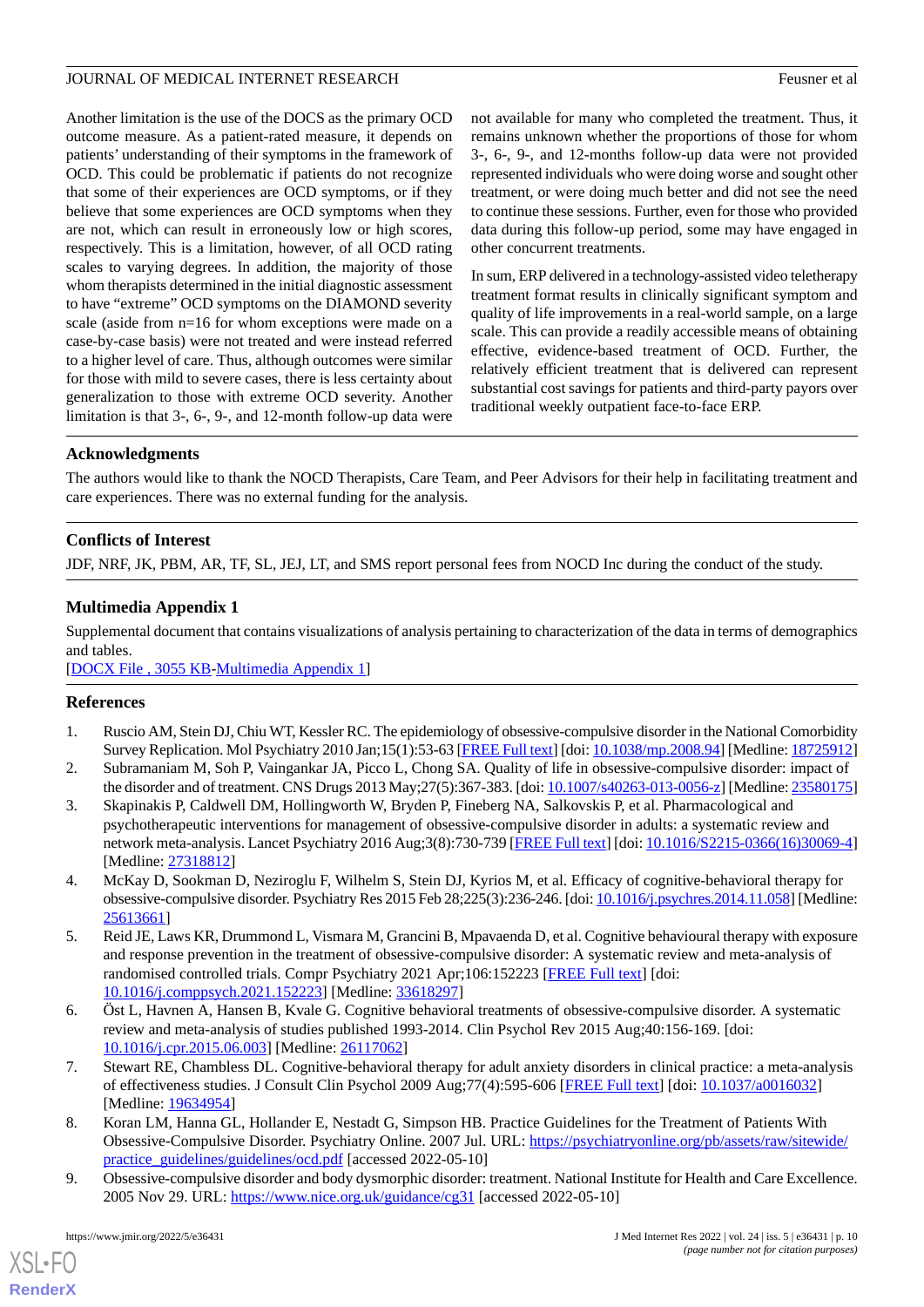Another limitation is the use of the DOCS as the primary OCD outcome measure. As a patient-rated measure, it depends on patients' understanding of their symptoms in the framework of OCD. This could be problematic if patients do not recognize that some of their experiences are OCD symptoms, or if they believe that some experiences are OCD symptoms when they are not, which can result in erroneously low or high scores, respectively. This is a limitation, however, of all OCD rating scales to varying degrees. In addition, the majority of those whom therapists determined in the initial diagnostic assessment to have "extreme" OCD symptoms on the DIAMOND severity scale (aside from n=16 for whom exceptions were made on a case-by-case basis) were not treated and were instead referred to a higher level of care. Thus, although outcomes were similar for those with mild to severe cases, there is less certainty about generalization to those with extreme OCD severity. Another limitation is that 3-, 6-, 9-, and 12-month follow-up data were not available for many who completed the treatment. Thus, it remains unknown whether the proportions of those for whom 3-, 6-, 9-, and 12-months follow-up data were not provided represented individuals who were doing worse and sought other treatment, or were doing much better and did not see the need to continue these sessions. Further, even for those who provided data during this follow-up period, some may have engaged in other concurrent treatments.

In sum, ERP delivered in a technology-assisted video teletherapy treatment format results in clinically significant symptom and quality of life improvements in a real-world sample, on a large scale. This can provide a readily accessible means of obtaining effective, evidence-based treatment of OCD. Further, the relatively efficient treatment that is delivered can represent substantial cost savings for patients and third-party payors over traditional weekly outpatient face-to-face ERP.

## Acknowledgments

The authors would like to thank the NOCD Therapists, Care Team, and Peer Advisors for their help in facilitating treatment and care experiences. There was no external funding for the analysis.

## Conflicts of Interest

JDF, NRF, JK, PBM, AR, TF, SL, JEJ, LT, and SMS report personal fees from NOCD Inc during the conduct of the study.

## Multimedia Appendix 1

Supplemental document that contains visualizations of analysis pertaining to characterization of the data in terms of demographics and tables.

[DOCX File , 3055 KB-Multimedia Appendix 1]

## References

1. Ruscio AM, Stein DJ, Chiu WT, Kessler RC. The epidemiology of obsessive-compulsive disorder in the National Comorbidity Survey Replication. Mol Psychiatry 2010 Jan;15(1):53-63 [FREE Full text] [doi: 10.1038/mp.2008.94] [Medline: 18725912]
2. Subramaniam M, Soh P, Vaingankar JA, Picco L, Chong SA. Quality of life in obsessive-compulsive disorder: impact of the disorder and of treatment. CNS Drugs 2013 May;27(5):367-383. [doi: 10.1007/s40263-013-0056-z] [Medline: 23580175]
3. Skapinakis P, Caldwell DM, Hollingworth W, Bryden P, Fineberg NA, Salkovskis P, et al. Pharmacological and psychotherapeutic interventions for management of obsessive-compulsive disorder in adults: a systematic review and network meta-analysis. Lancet Psychiatry 2016 Aug;3(8):730-739 [FREE Full text] [doi: 10.1016/S2215-0366(16)30069-4] [Medline: 27318812]
4. McKay D, Sookman D, Neziroglu F, Wilhelm S, Stein DJ, Kyrios M, et al. Efficacy of cognitive-behavioral therapy for obsessive-compulsive disorder. Psychiatry Res 2015 Feb 28;225(3):236-246. [doi: 10.1016/j.psychres.2014.11.058] [Medline: 25613661]
5. Reid JE, Laws KR, Drummond L, Vismara M, Grancini B, Mpavaenda D, et al. Cognitive behavioural therapy with exposure and response prevention in the treatment of obsessive-compulsive disorder: A systematic review and meta-analysis of randomised controlled trials. Compr Psychiatry 2021 Apr;106:152223 [FREE Full text] [doi: 10.1016/j.comppsych.2021.152223] [Medline: 33618297]
6. Öst L, Havnen A, Hansen B, Kvale G. Cognitive behavioral treatments of obsessive-compulsive disorder. A systematic review and meta-analysis of studies published 1993-2014. Clin Psychol Rev 2015 Aug;40:156-169. [doi: 10.1016/j.cpr.2015.06.003] [Medline: 26117062]
7. Stewart RE, Chambless DL. Cognitive-behavioral therapy for adult anxiety disorders in clinical practice: a meta-analysis of effectiveness studies. J Consult Clin Psychol 2009 Aug;77(4):595-606 [FREE Full text] [doi: 10.1037/a0016032] [Medline: 19634954]
8. Koran LM, Hanna GL, Hollander E, Nestadt G, Simpson HB. Practice Guidelines for the Treatment of Patients With Obsessive-Compulsive Disorder. Psychiatry Online. 2007 Jul. URL: https://psychiatryonline.org/pb/assets/raw/sitewide/practice_guidelines/guidelines/ocd.pdf [accessed 2022-05-10]
9. Obsessive-compulsive disorder and body dysmorphic disorder: treatment. National Institute for Health and Care Excellence. 2005 Nov 29. URL: https://www.nice.org.uk/guidance/cg31 [accessed 2022-05-10]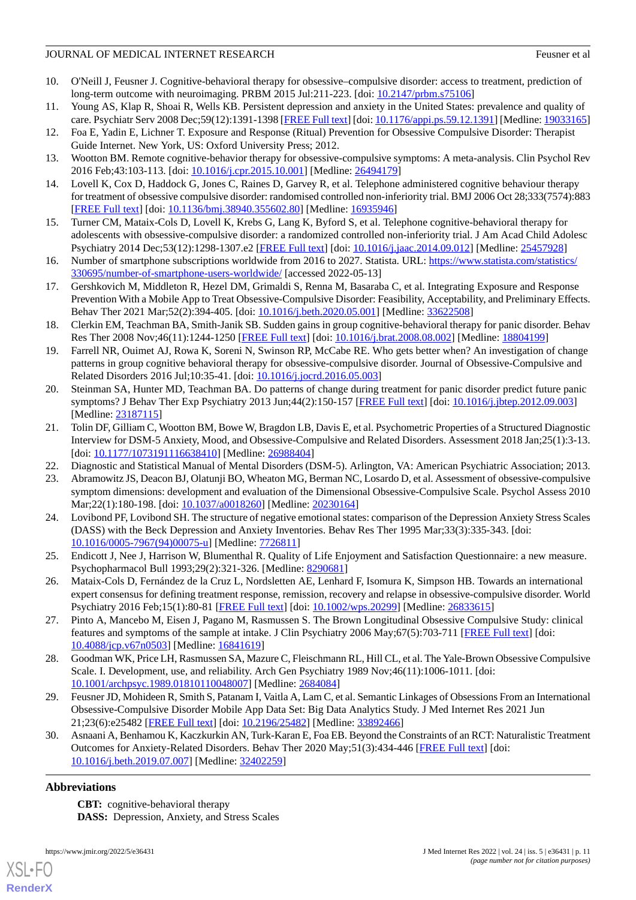10. O'Neill J, Feusner J. Cognitive-behavioral therapy for obsessive–compulsive disorder: access to treatment, prediction of long-term outcome with neuroimaging. PRBM 2015 Jul:211-223. [doi: 10.2147/prbm.s75106]
11. Young AS, Klap R, Shoai R, Wells KB. Persistent depression and anxiety in the United States: prevalence and quality of care. Psychiatr Serv 2008 Dec;59(12):1391-1398 [FREE Full text] [doi: 10.1176/appi.ps.59.12.1391] [Medline: 19033165]
12. Foa E, Yadin E, Lichner T. Exposure and Response (Ritual) Prevention for Obsessive Compulsive Disorder: Therapist Guide Internet. New York, US: Oxford University Press; 2012.
13. Wootton BM. Remote cognitive-behavior therapy for obsessive-compulsive symptoms: A meta-analysis. Clin Psychol Rev 2016 Feb;43:103-113. [doi: 10.1016/j.cpr.2015.10.001] [Medline: 26494179]
14. Lovell K, Cox D, Haddock G, Jones C, Raines D, Garvey R, et al. Telephone administered cognitive behaviour therapy for treatment of obsessive compulsive disorder: randomised controlled non-inferiority trial. BMJ 2006 Oct 28;333(7574):883 [FREE Full text] [doi: 10.1136/bmj.38940.355602.80] [Medline: 16935946]
15. Turner CM, Mataix-Cols D, Lovell K, Krebs G, Lang K, Byford S, et al. Telephone cognitive-behavioral therapy for adolescents with obsessive-compulsive disorder: a randomized controlled non-inferiority trial. J Am Acad Child Adolesc Psychiatry 2014 Dec;53(12):1298-1307.e2 [FREE Full text] [doi: 10.1016/j.jaac.2014.09.012] [Medline: 25457928]
16. Number of smartphone subscriptions worldwide from 2016 to 2027. Statista. URL: https://www.statista.com/statistics/330695/number-of-smartphone-users-worldwide/ [accessed 2022-05-13]
17. Gershkovich M, Middleton R, Hezel DM, Grimaldi S, Renna M, Basaraba C, et al. Integrating Exposure and Response Prevention With a Mobile App to Treat Obsessive-Compulsive Disorder: Feasibility, Acceptability, and Preliminary Effects. Behav Ther 2021 Mar;52(2):394-405. [doi: 10.1016/j.beth.2020.05.001] [Medline: 33622508]
18. Clerkin EM, Teachman BA, Smith-Janik SB. Sudden gains in group cognitive-behavioral therapy for panic disorder. Behav Res Ther 2008 Nov;46(11):1244-1250 [FREE Full text] [doi: 10.1016/j.brat.2008.08.002] [Medline: 18804199]
19. Farrell NR, Ouimet AJ, Rowa K, Soreni N, Swinson RP, McCabe RE. Who gets better when? An investigation of change patterns in group cognitive behavioral therapy for obsessive-compulsive disorder. Journal of Obsessive-Compulsive and Related Disorders 2016 Jul;10:35-41. [doi: 10.1016/j.jocrd.2016.05.003]
20. Steinman SA, Hunter MD, Teachman BA. Do patterns of change during treatment for panic disorder predict future panic symptoms? J Behav Ther Exp Psychiatry 2013 Jun;44(2):150-157 [FREE Full text] [doi: 10.1016/j.jbtep.2012.09.003] [Medline: 23187115]
21. Tolin DF, Gilliam C, Wootton BM, Bowe W, Bragdon LB, Davis E, et al. Psychometric Properties of a Structured Diagnostic Interview for DSM-5 Anxiety, Mood, and Obsessive-Compulsive and Related Disorders. Assessment 2018 Jan;25(1):3-13. [doi: 10.1177/1073191116638410] [Medline: 26988404]
22. Diagnostic and Statistical Manual of Mental Disorders (DSM-5). Arlington, VA: American Psychiatric Association; 2013.
23. Abramowitz JS, Deacon BJ, Olatunji BO, Wheaton MG, Berman NC, Losardo D, et al. Assessment of obsessive-compulsive symptom dimensions: development and evaluation of the Dimensional Obsessive-Compulsive Scale. Psychol Assess 2010 Mar;22(1):180-198. [doi: 10.1037/a0018260] [Medline: 20230164]
24. Lovibond PF, Lovibond SH. The structure of negative emotional states: comparison of the Depression Anxiety Stress Scales (DASS) with the Beck Depression and Anxiety Inventories. Behav Res Ther 1995 Mar;33(3):335-343. [doi: 10.1016/0005-7967(94)00075-u] [Medline: 7726811]
25. Endicott J, Nee J, Harrison W, Blumenthal R. Quality of Life Enjoyment and Satisfaction Questionnaire: a new measure. Psychopharmacol Bull 1993;29(2):321-326. [Medline: 8290681]
26. Mataix-Cols D, Fernández de la Cruz L, Nordsletten AE, Lenhard F, Isomura K, Simpson HB. Towards an international expert consensus for defining treatment response, remission, recovery and relapse in obsessive-compulsive disorder. World Psychiatry 2016 Feb;15(1):80-81 [FREE Full text] [doi: 10.1002/wps.20299] [Medline: 26833615]
27. Pinto A, Mancebo M, Eisen J, Pagano M, Rasmussen S. The Brown Longitudinal Obsessive Compulsive Study: clinical features and symptoms of the sample at intake. J Clin Psychiatry 2006 May;67(5):703-711 [FREE Full text] [doi: 10.4088/jcp.v67n0503] [Medline: 16841619]
28. Goodman WK, Price LH, Rasmussen SA, Mazure C, Fleischmann RL, Hill CL, et al. The Yale-Brown Obsessive Compulsive Scale. I. Development, use, and reliability. Arch Gen Psychiatry 1989 Nov;46(11):1006-1011. [doi: 10.1001/archpsyc.1989.01810110048007] [Medline: 2684084]
29. Feusner JD, Mohideen R, Smith S, Patanam I, Vaitla A, Lam C, et al. Semantic Linkages of Obsessions From an International Obsessive-Compulsive Disorder Mobile App Data Set: Big Data Analytics Study. J Med Internet Res 2021 Jun 21;23(6):e25482 [FREE Full text] [doi: 10.2196/25482] [Medline: 33892466]
30. Asnaani A, Benhamou K, Kaczkurkin AN, Turk-Karan E, Foa EB. Beyond the Constraints of an RCT: Naturalistic Treatment Outcomes for Anxiety-Related Disorders. Behav Ther 2020 May;51(3):434-446 [FREE Full text] [doi: 10.1016/j.beth.2019.07.007] [Medline: 32402259]

## Abbreviations

**CBT:** cognitive-behavioral therapy
**DASS:** Depression, Anxiety, and Stress Scales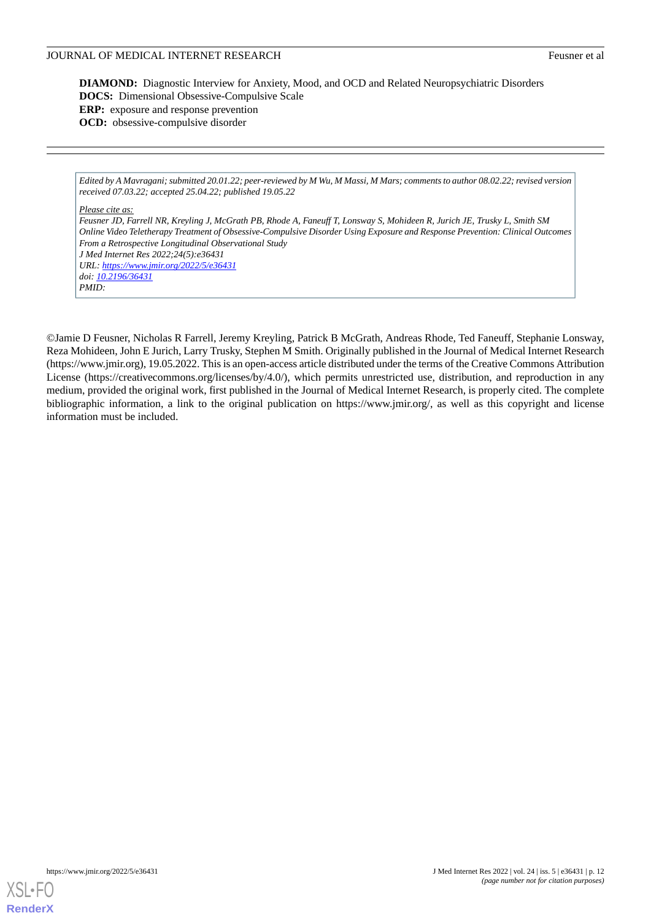**DIAMOND:** Diagnostic Interview for Anxiety, Mood, and OCD and Related Neuropsychiatric Disorders
**DOCS:** Dimensional Obsessive-Compulsive Scale
**ERP:** exposure and response prevention
**OCD:** obsessive-compulsive disorder

---

*Edited by A Mavragani; submitted 20.01.22; peer-reviewed by M Wu, M Massi, M Mars; comments to author 08.02.22; revised version received 07.03.22; accepted 25.04.22; published 19.05.22*

*Please cite as:*
*Feusner JD, Farrell NR, Kreyling J, McGrath PB, Rhode A, Faneuff T, Lonsway S, Mohideen R, Jurich JE, Trusky L, Smith SM*
*Online Video Teletherapy Treatment of Obsessive-Compulsive Disorder Using Exposure and Response Prevention: Clinical Outcomes From a Retrospective Longitudinal Observational Study*
*J Med Internet Res 2022;24(5):e36431*
*URL: https://www.jmir.org/2022/5/e36431*
*doi: 10.2196/36431*
*PMID:*

©Jamie D Feusner, Nicholas R Farrell, Jeremy Kreyling, Patrick B McGrath, Andreas Rhode, Ted Faneuff, Stephanie Lonsway, Reza Mohideen, John E Jurich, Larry Trusky, Stephen M Smith. Originally published in the Journal of Medical Internet Research (https://www.jmir.org), 19.05.2022. This is an open-access article distributed under the terms of the Creative Commons Attribution License (https://creativecommons.org/licenses/by/4.0/), which permits unrestricted use, distribution, and reproduction in any medium, provided the original work, first published in the Journal of Medical Internet Research, is properly cited. The complete bibliographic information, a link to the original publication on https://www.jmir.org/, as well as this copyright and license information must be included.